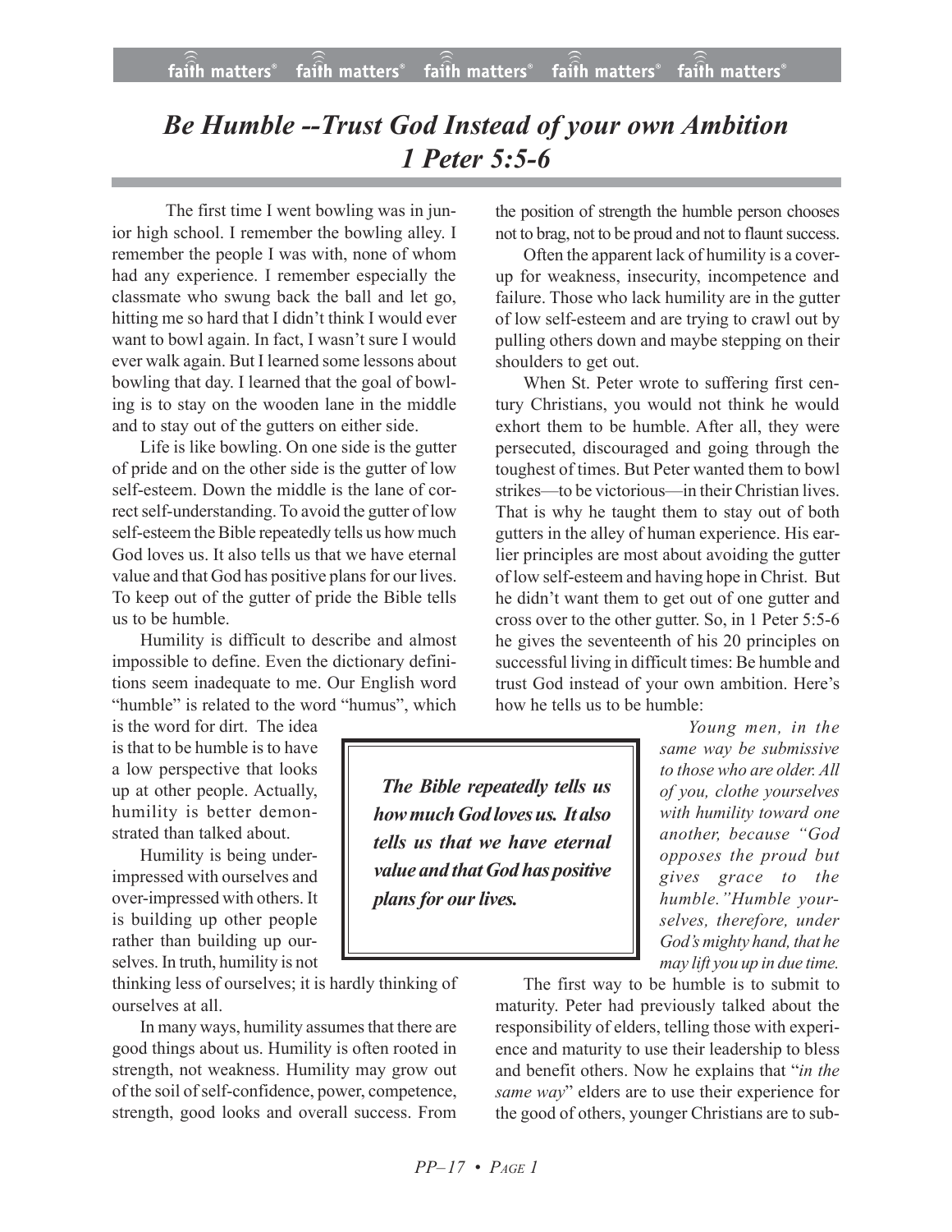#  *Be Humble --Trust God Instead of your own Ambition 1 Peter 5:5-6*

The first time I went bowling was in junior high school. I remember the bowling alley. I remember the people I was with, none of whom had any experience. I remember especially the classmate who swung back the ball and let go, hitting me so hard that I didn't think I would ever want to bowl again. In fact, I wasn't sure I would ever walk again. But I learned some lessons about bowling that day. I learned that the goal of bowling is to stay on the wooden lane in the middle and to stay out of the gutters on either side.

Life is like bowling. On one side is the gutter of pride and on the other side is the gutter of low self-esteem. Down the middle is the lane of correct self-understanding. To avoid the gutter of low self-esteem the Bible repeatedly tells us how much God loves us. It also tells us that we have eternal value and that God has positive plans for our lives. To keep out of the gutter of pride the Bible tells us to be humble.

Humility is difficult to describe and almost impossible to define. Even the dictionary definitions seem inadequate to me. Our English word "humble" is related to the word "humus", which is the word for dirt. The idea is that to be humble is to have a low perspective that looks up at other people. Actually, humility is better demonstrated than talked about.

Humility is being underimpressed with ourselves and over-impressed with others. It is building up other people rather than building up ourselves. In truth, humility is not thinking less of ourselves; it is hardly thinking of ourselves at all.

In many ways, humility assumes that there are good things about us. Humility is often rooted in strength, not weakness. Humility may grow out of the soil of self-confidence, power, competence, strength, good looks and overall success. From the position of strength the humble person chooses not to brag, not to be proud and not to flaunt success.

Often the apparent lack of humility is a coverup for weakness, insecurity, incompetence and failure. Those who lack humility are in the gutter of low self-esteem and are trying to crawl out by pulling others down and maybe stepping on their shoulders to get out.

When St. Peter wrote to suffering first century Christians, you would not think he would exhort them to be humble. After all, they were persecuted, discouraged and going through the toughest of times. But Peter wanted them to bowl strikes—to be victorious—in their Christian lives. That is why he taught them to stay out of both gutters in the alley of human experience. His earlier principles are most about avoiding the gutter of low self-esteem and having hope in Christ. But he didn't want them to get out of one gutter and cross over to the other gutter. So, in 1 Peter 5:5-6 he gives the seventeenth of his 20 principles on successful living in difficult times: Be humble and trust God instead of your own ambition. Here's how he tells us to be humble:

> ***The Bible repeatedly tells us how much God loves us. It also tells us that we have eternal value and that God has positive plans for our lives.***

*Young men, in the same way be submissive to those who are older. All of you, clothe yourselves with humility toward one another, because "God opposes the proud but gives grace to the humble."Humble yourselves, therefore, under God's mighty hand, that he may lift you up in due time.*

The first way to be humble is to submit to maturity. Peter had previously talked about the responsibility of elders, telling those with experience and maturity to use their leadership to bless and benefit others. Now he explains that "*in the same way*" elders are to use their experience for the good of others, younger Christians are to sub-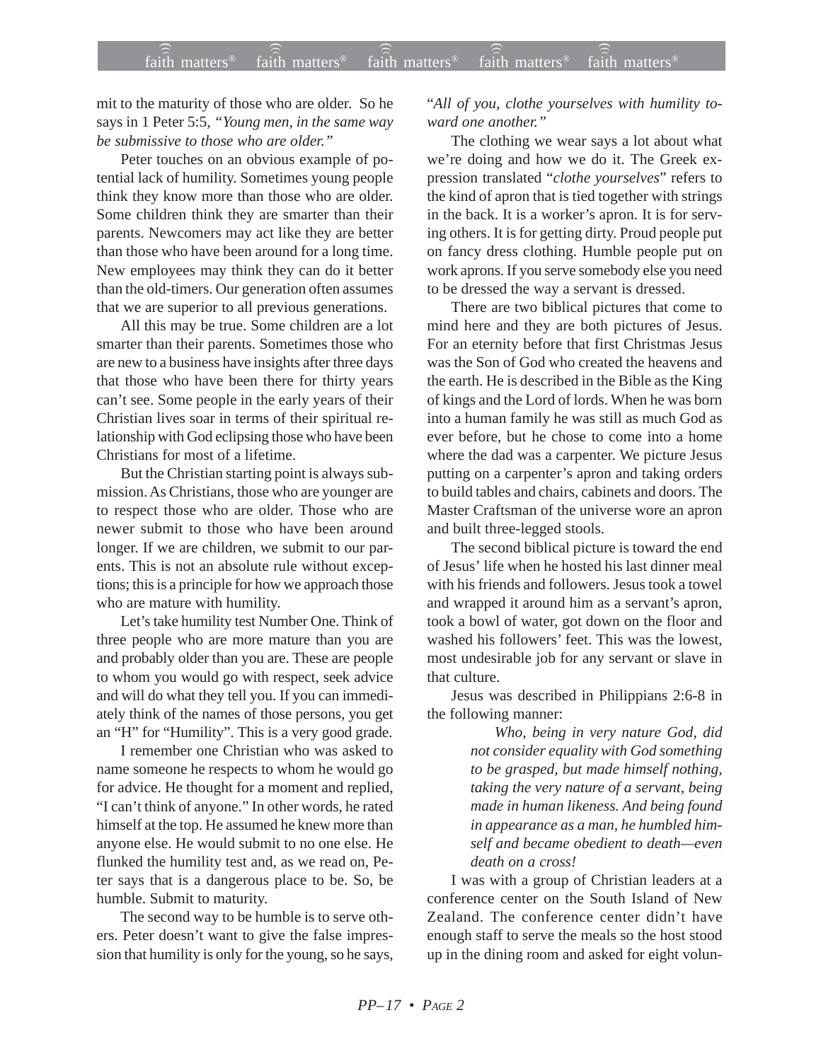mit to the maturity of those who are older. So he says in 1 Peter 5:5, "*Young men, in the same way be submissive to those who are older.*"

Peter touches on an obvious example of potential lack of humility. Sometimes young people think they know more than those who are older. Some children think they are smarter than their parents. Newcomers may act like they are better than those who have been around for a long time. New employees may think they can do it better than the old-timers. Our generation often assumes that we are superior to all previous generations.

All this may be true. Some children are a lot smarter than their parents. Sometimes those who are new to a business have insights after three days that those who have been there for thirty years can't see. Some people in the early years of their Christian lives soar in terms of their spiritual relationship with God eclipsing those who have been Christians for most of a lifetime.

But the Christian starting point is always submission. As Christians, those who are younger are to respect those who are older. Those who are newer submit to those who have been around longer. If we are children, we submit to our parents. This is not an absolute rule without exceptions; this is a principle for how we approach those who are mature with humility.

Let's take humility test Number One. Think of three people who are more mature than you are and probably older than you are. These are people to whom you would go with respect, seek advice and will do what they tell you. If you can immediately think of the names of those persons, you get an "H" for "Humility". This is a very good grade.

I remember one Christian who was asked to name someone he respects to whom he would go for advice. He thought for a moment and replied, "I can't think of anyone." In other words, he rated himself at the top. He assumed he knew more than anyone else. He would submit to no one else. He flunked the humility test and, as we read on, Peter says that is a dangerous place to be. So, be humble. Submit to maturity.

The second way to be humble is to serve others. Peter doesn't want to give the false impression that humility is only for the young, so he says, "*All of you, clothe yourselves with humility toward one another.*"

The clothing we wear says a lot about what we're doing and how we do it. The Greek expression translated "*clothe yourselves*" refers to the kind of apron that is tied together with strings in the back. It is a worker's apron. It is for serving others. It is for getting dirty. Proud people put on fancy dress clothing. Humble people put on work aprons. If you serve somebody else you need to be dressed the way a servant is dressed.

There are two biblical pictures that come to mind here and they are both pictures of Jesus. For an eternity before that first Christmas Jesus was the Son of God who created the heavens and the earth. He is described in the Bible as the King of kings and the Lord of lords. When he was born into a human family he was still as much God as ever before, but he chose to come into a home where the dad was a carpenter. We picture Jesus putting on a carpenter's apron and taking orders to build tables and chairs, cabinets and doors. The Master Craftsman of the universe wore an apron and built three-legged stools.

The second biblical picture is toward the end of Jesus' life when he hosted his last dinner meal with his friends and followers. Jesus took a towel and wrapped it around him as a servant's apron, took a bowl of water, got down on the floor and washed his followers' feet. This was the lowest, most undesirable job for any servant or slave in that culture.

Jesus was described in Philippians 2:6-8 in the following manner:

> *Who, being in very nature God, did not consider equality with God something to be grasped, but made himself nothing, taking the very nature of a servant, being made in human likeness. And being found in appearance as a man, he humbled himself and became obedient to death—even death on a cross!*

I was with a group of Christian leaders at a conference center on the South Island of New Zealand. The conference center didn't have enough staff to serve the meals so the host stood up in the dining room and asked for eight volun-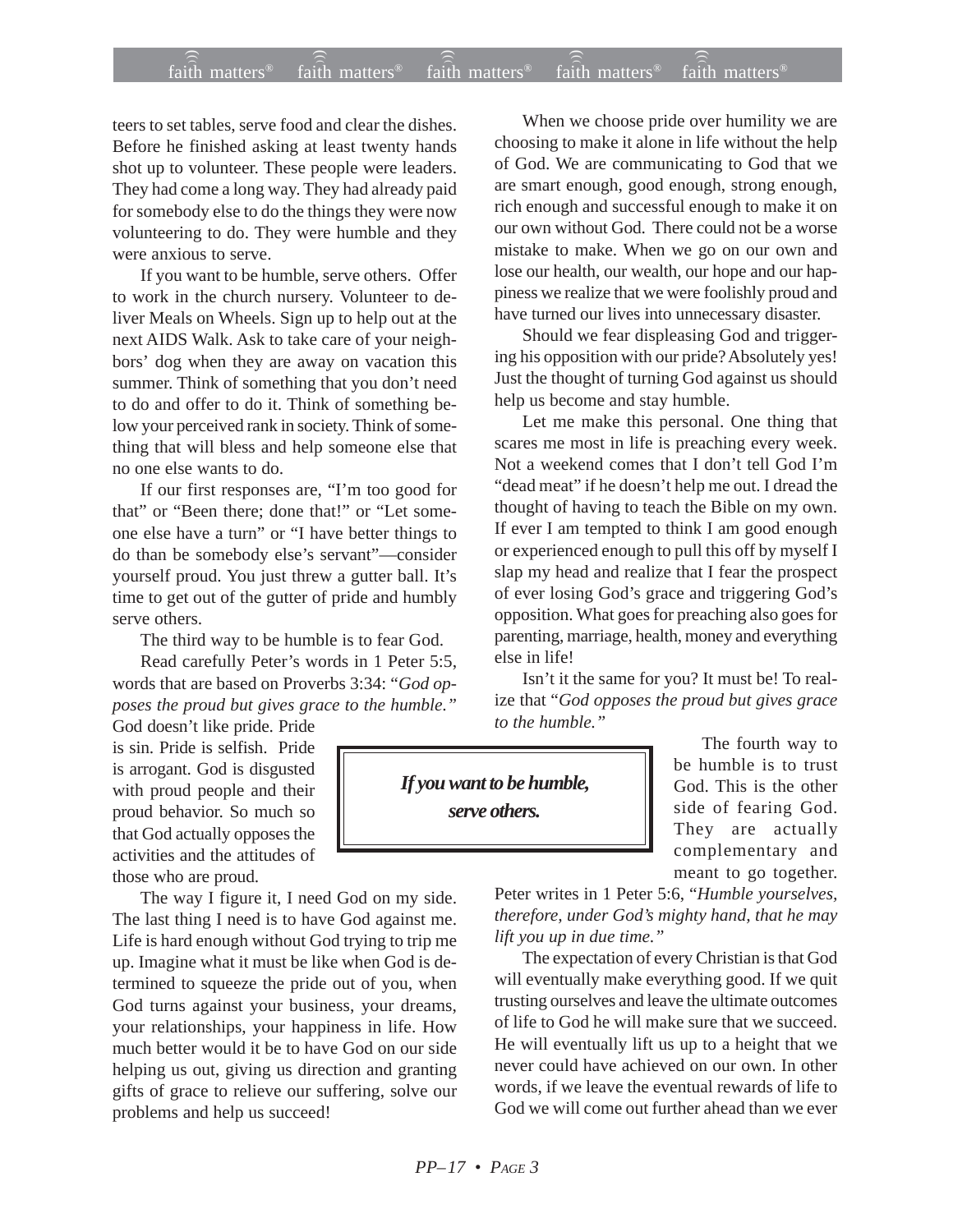teers to set tables, serve food and clear the dishes. Before he finished asking at least twenty hands shot up to volunteer. These people were leaders. They had come a long way. They had already paid for somebody else to do the things they were now volunteering to do. They were humble and they were anxious to serve.

If you want to be humble, serve others. Offer to work in the church nursery. Volunteer to deliver Meals on Wheels. Sign up to help out at the next AIDS Walk. Ask to take care of your neighbors' dog when they are away on vacation this summer. Think of something that you don't need to do and offer to do it. Think of something below your perceived rank in society. Think of something that will bless and help someone else that no one else wants to do.

If our first responses are, "I'm too good for that" or "Been there; done that!" or "Let someone else have a turn" or "I have better things to do than be somebody else's servant"—consider yourself proud. You just threw a gutter ball. It's time to get out of the gutter of pride and humbly serve others.

The third way to be humble is to fear God.

Read carefully Peter's words in 1 Peter 5:5, words that are based on Proverbs 3:34: "*God opposes the proud but gives grace to the humble.*" God doesn't like pride. Pride is sin. Pride is selfish. Pride is arrogant. God is disgusted with proud people and their proud behavior. So much so that God actually opposes the activities and the attitudes of those who are proud.

The way I figure it, I need God on my side. The last thing I need is to have God against me. Life is hard enough without God trying to trip me up. Imagine what it must be like when God is determined to squeeze the pride out of you, when God turns against your business, your dreams, your relationships, your happiness in life. How much better would it be to have God on our side helping us out, giving us direction and granting gifts of grace to relieve our suffering, solve our problems and help us succeed!

When we choose pride over humility we are choosing to make it alone in life without the help of God. We are communicating to God that we are smart enough, good enough, strong enough, rich enough and successful enough to make it on our own without God. There could not be a worse mistake to make. When we go on our own and lose our health, our wealth, our hope and our happiness we realize that we were foolishly proud and have turned our lives into unnecessary disaster.

Should we fear displeasing God and triggering his opposition with our pride? Absolutely yes! Just the thought of turning God against us should help us become and stay humble.

Let me make this personal. One thing that scares me most in life is preaching every week. Not a weekend comes that I don't tell God I'm "dead meat" if he doesn't help me out. I dread the thought of having to teach the Bible on my own. If ever I am tempted to think I am good enough or experienced enough to pull this off by myself I slap my head and realize that I fear the prospect of ever losing God's grace and triggering God's opposition. What goes for preaching also goes for parenting, marriage, health, money and everything else in life!

Isn't it the same for you? It must be! To realize that "*God opposes the proud but gives grace to the humble.*"

***If you want to be humble, serve others.***

The fourth way to be humble is to trust God. This is the other side of fearing God. They are actually complementary and meant to go together. Peter writes in 1 Peter 5:6, "*Humble yourselves, therefore, under God's mighty hand, that he may lift you up in due time.*"

The expectation of every Christian is that God will eventually make everything good. If we quit trusting ourselves and leave the ultimate outcomes of life to God he will make sure that we succeed. He will eventually lift us up to a height that we never could have achieved on our own. In other words, if we leave the eventual rewards of life to God we will come out further ahead than we ever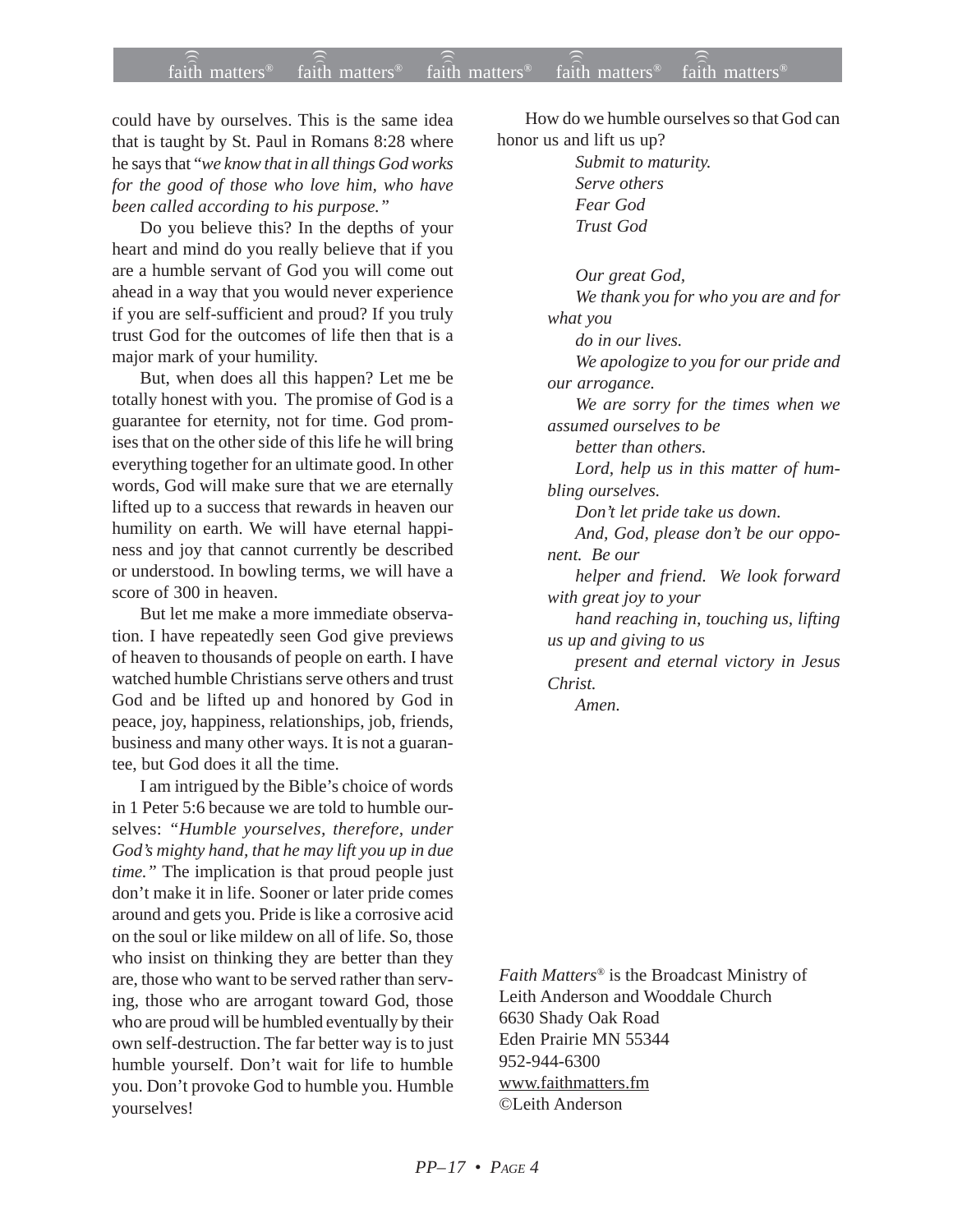could have by ourselves. This is the same idea that is taught by St. Paul in Romans 8:28 where he says that "*we know that in all things God works for the good of those who love him, who have been called according to his purpose."*

Do you believe this? In the depths of your heart and mind do you really believe that if you are a humble servant of God you will come out ahead in a way that you would never experience if you are self-sufficient and proud? If you truly trust God for the outcomes of life then that is a major mark of your humility.

But, when does all this happen? Let me be totally honest with you. The promise of God is a guarantee for eternity, not for time. God promises that on the other side of this life he will bring everything together for an ultimate good. In other words, God will make sure that we are eternally lifted up to a success that rewards in heaven our humility on earth. We will have eternal happiness and joy that cannot currently be described or understood. In bowling terms, we will have a score of 300 in heaven.

But let me make a more immediate observation. I have repeatedly seen God give previews of heaven to thousands of people on earth. I have watched humble Christians serve others and trust God and be lifted up and honored by God in peace, joy, happiness, relationships, job, friends, business and many other ways. It is not a guarantee, but God does it all the time.

I am intrigued by the Bible's choice of words in 1 Peter 5:6 because we are told to humble ourselves: *"Humble yourselves, therefore, under God's mighty hand, that he may lift you up in due time."* The implication is that proud people just don't make it in life. Sooner or later pride comes around and gets you. Pride is like a corrosive acid on the soul or like mildew on all of life. So, those who insist on thinking they are better than they are, those who want to be served rather than serving, those who are arrogant toward God, those who are proud will be humbled eventually by their own self-destruction. The far better way is to just humble yourself. Don't wait for life to humble you. Don't provoke God to humble you. Humble yourselves!

How do we humble ourselves so that God can honor us and lift us up?

*Submit to maturity.*
*Serve others*
*Fear God*
*Trust God*

*Our great God,*
*We thank you for who you are and for what you do in our lives.*
*We apologize to you for our pride and our arrogance.*
*We are sorry for the times when we assumed ourselves to be better than others.*
*Lord, help us in this matter of humbling ourselves.*
*Don't let pride take us down.*
*And, God, please don't be our opponent. Be our helper and friend. We look forward with great joy to your hand reaching in, touching us, lifting us up and giving to us present and eternal victory in Jesus Christ.*
*Amen.*

*Faith Matters*® is the Broadcast Ministry of
Leith Anderson and Wooddale Church
6630 Shady Oak Road
Eden Prairie MN 55344
952-944-6300
www.faithmatters.fm
©Leith Anderson